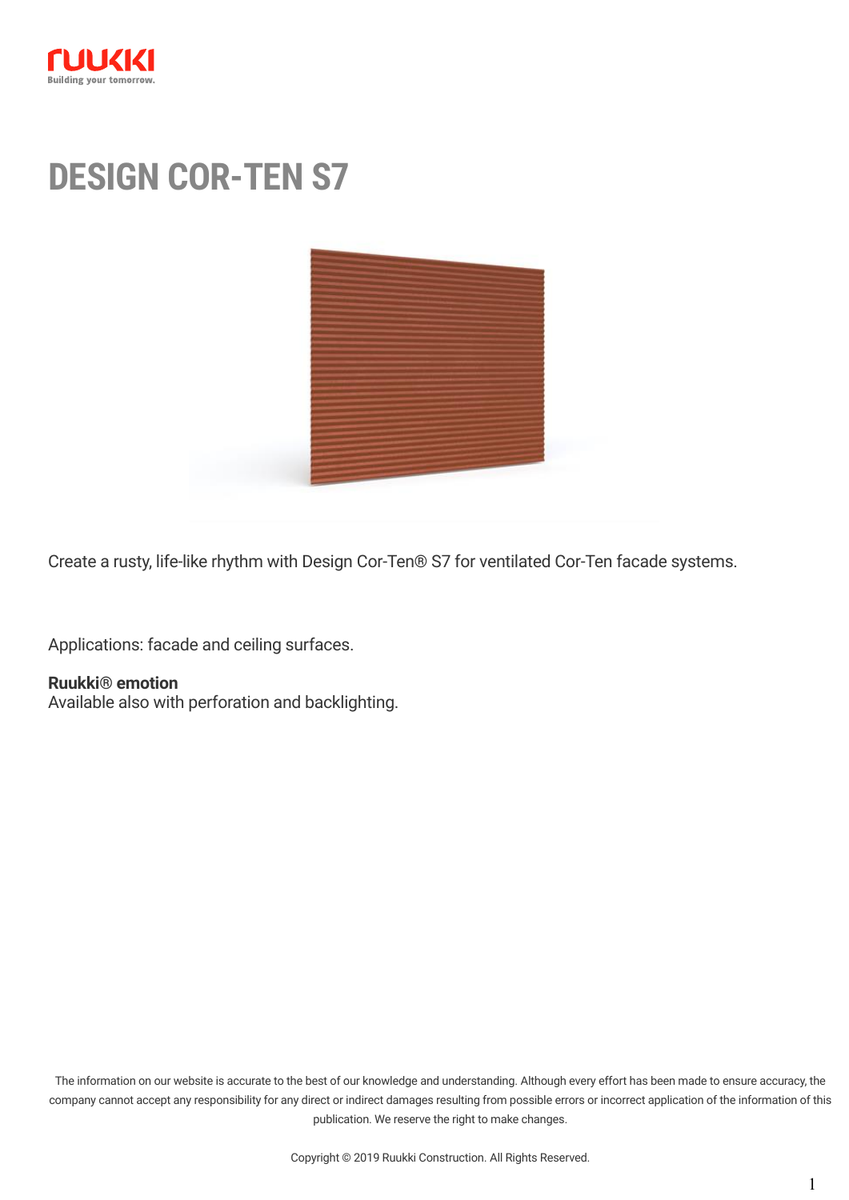# DESIGN COR-TEN S7

Create a rusty, life-like rhythm with Design Cor-Ten® S7 for ventilated Cor-Ten facade systems.

Applications: facade and ceiling surfaces.

**Ruukki® emotion**
Available also with perforation and backlighting.

The information on our website is accurate to the best of our knowledge and understanding. Although every effort has been made to ensure accuracy, the company cannot accept any responsibility for any direct or indirect damages resulting from possible errors or incorrect application of the information of this publication. We reserve the right to make changes.

Copyright © 2019 Ruukki Construction. All Rights Reserved.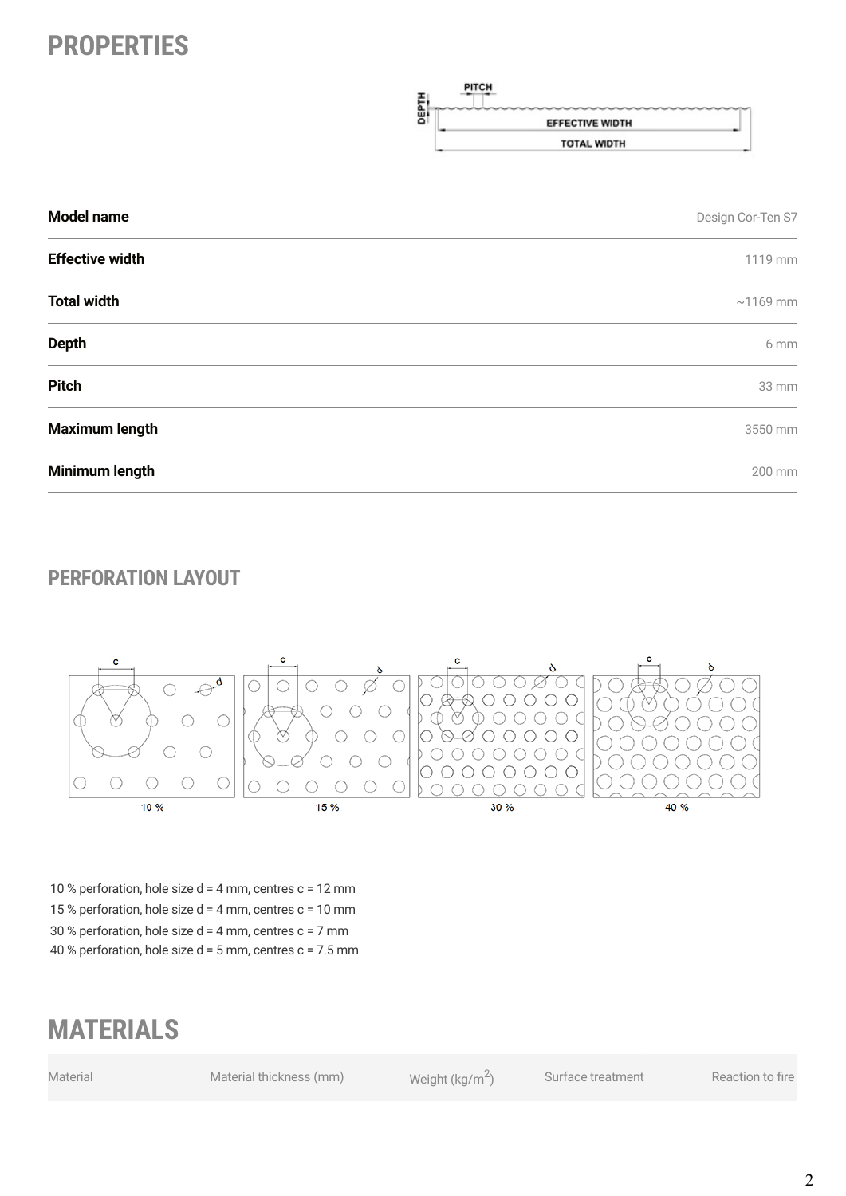# PROPERTIES

| Model name | Design Cor-Ten S7 |
|---|---|
| Effective width | 1119 mm |
| Total width | ~1169 mm |
| Depth | 6 mm |
| Pitch | 33 mm |
| Maximum length | 3550 mm |
| Minimum length | 200 mm |

## PERFORATION LAYOUT

10 % perforation, hole size d = 4 mm, centres c = 12 mm
15 % perforation, hole size d = 4 mm, centres c = 10 mm
30 % perforation, hole size d = 4 mm, centres c = 7 mm
40 % perforation, hole size d = 5 mm, centres c = 7.5 mm

# MATERIALS

| Material | Material thickness (mm) | Weight (kg/m$^2$) | Surface treatment | Reaction to fire |
|---|---|---|---|---|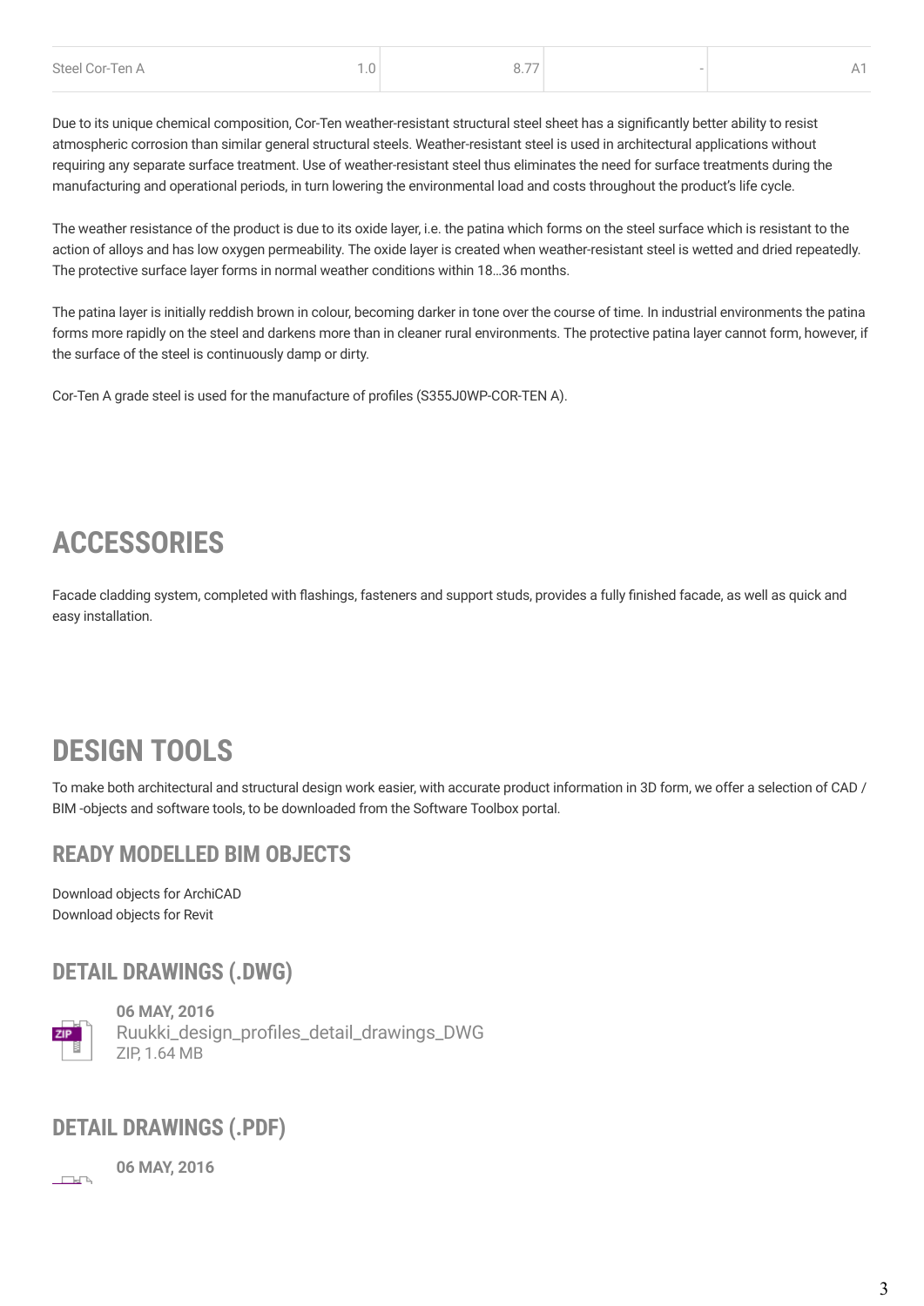| Steel Cor-Ten A | 1.0 | 8.77 | - | A1 |
|---|---|---|---|---|

Due to its unique chemical composition, Cor-Ten weather-resistant structural steel sheet has a significantly better ability to resist atmospheric corrosion than similar general structural steels. Weather-resistant steel is used in architectural applications without requiring any separate surface treatment. Use of weather-resistant steel thus eliminates the need for surface treatments during the manufacturing and operational periods, in turn lowering the environmental load and costs throughout the product's life cycle.

The weather resistance of the product is due to its oxide layer, i.e. the patina which forms on the steel surface which is resistant to the action of alloys and has low oxygen permeability. The oxide layer is created when weather-resistant steel is wetted and dried repeatedly. The protective surface layer forms in normal weather conditions within 18…36 months.

The patina layer is initially reddish brown in colour, becoming darker in tone over the course of time. In industrial environments the patina forms more rapidly on the steel and darkens more than in cleaner rural environments. The protective patina layer cannot form, however, if the surface of the steel is continuously damp or dirty.

Cor-Ten A grade steel is used for the manufacture of profiles (S355J0WP-COR-TEN A).

# ACCESSORIES

Facade cladding system, completed with flashings, fasteners and support studs, provides a fully finished facade, as well as quick and easy installation.

# DESIGN TOOLS

To make both architectural and structural design work easier, with accurate product information in 3D form, we offer a selection of CAD / BIM -objects and software tools, to be downloaded from the Software Toolbox portal.

## READY MODELLED BIM OBJECTS

Download objects for ArchiCAD
Download objects for Revit

## DETAIL DRAWINGS (.DWG)

**06 MAY, 2016**
Ruukki_design_profiles_detail_drawings_DWG
ZIP, 1.64 MB

## DETAIL DRAWINGS (.PDF)

**06 MAY, 2016**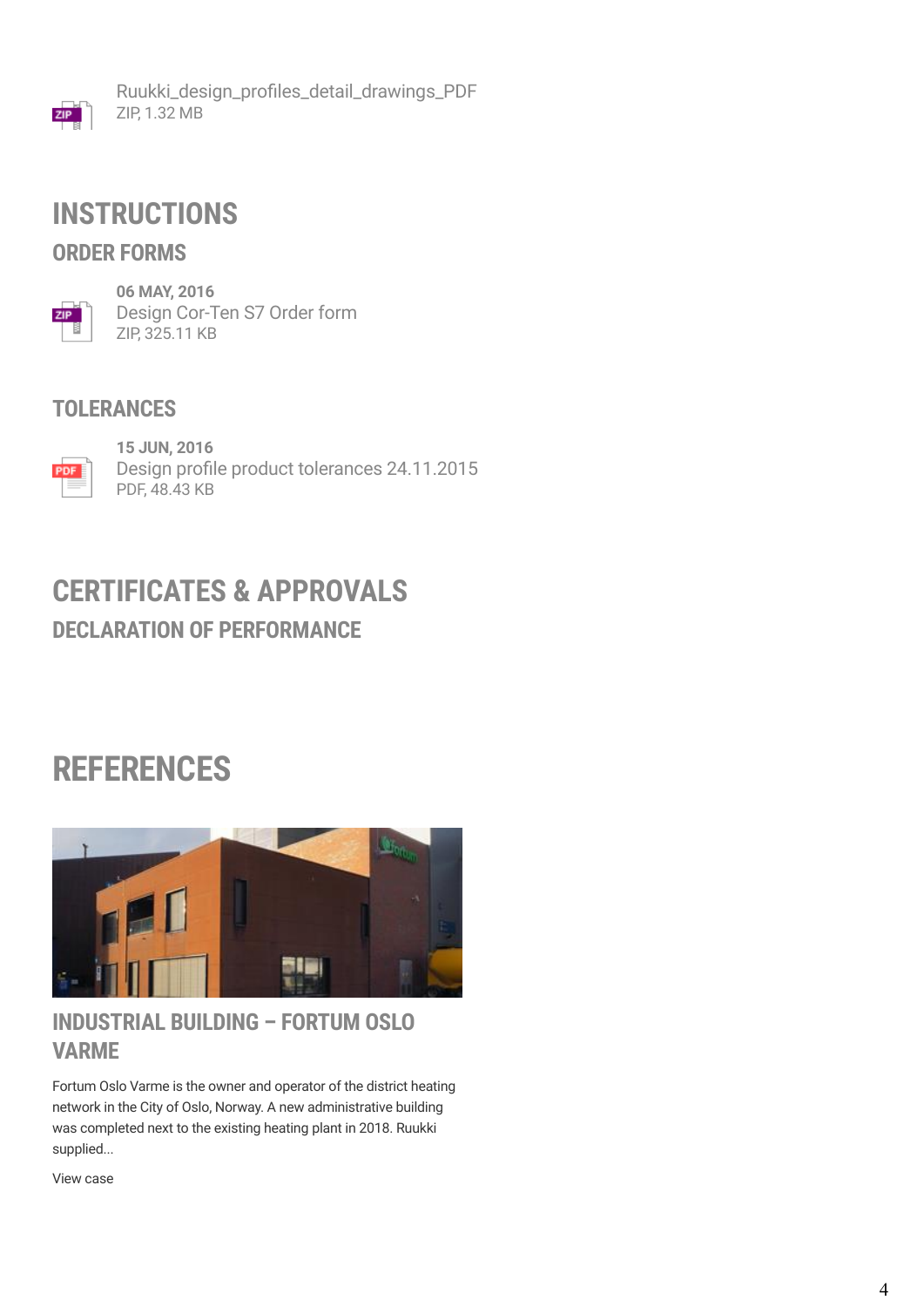Ruukki_design_profiles_detail_drawings_PDF
ZIP, 1.32 MB

# INSTRUCTIONS

## ORDER FORMS

**06 MAY, 2016**
Design Cor-Ten S7 Order form
ZIP, 325.11 KB

## TOLERANCES

**15 JUN, 2016**
Design profile product tolerances 24.11.2015
PDF, 48.43 KB

# CERTIFICATES & APPROVALS

## DECLARATION OF PERFORMANCE

# REFERENCES

## INDUSTRIAL BUILDING – FORTUM OSLO VARME

Fortum Oslo Varme is the owner and operator of the district heating network in the City of Oslo, Norway. A new administrative building was completed next to the existing heating plant in 2018. Ruukki supplied...

View case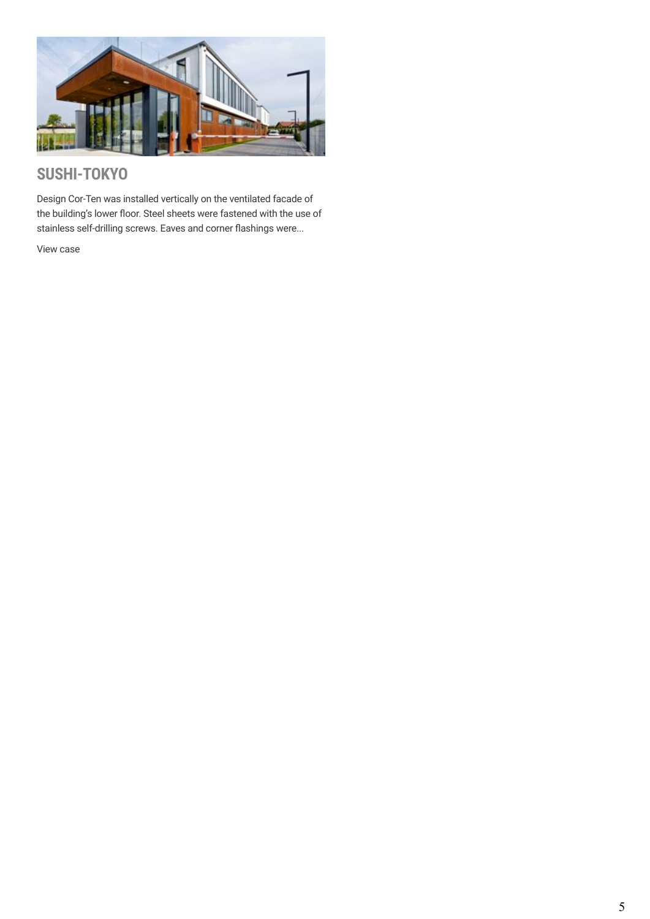## SUSHI-TOKYO

Design Cor-Ten was installed vertically on the ventilated facade of the building's lower floor. Steel sheets were fastened with the use of stainless self-drilling screws. Eaves and corner flashings were...

View case